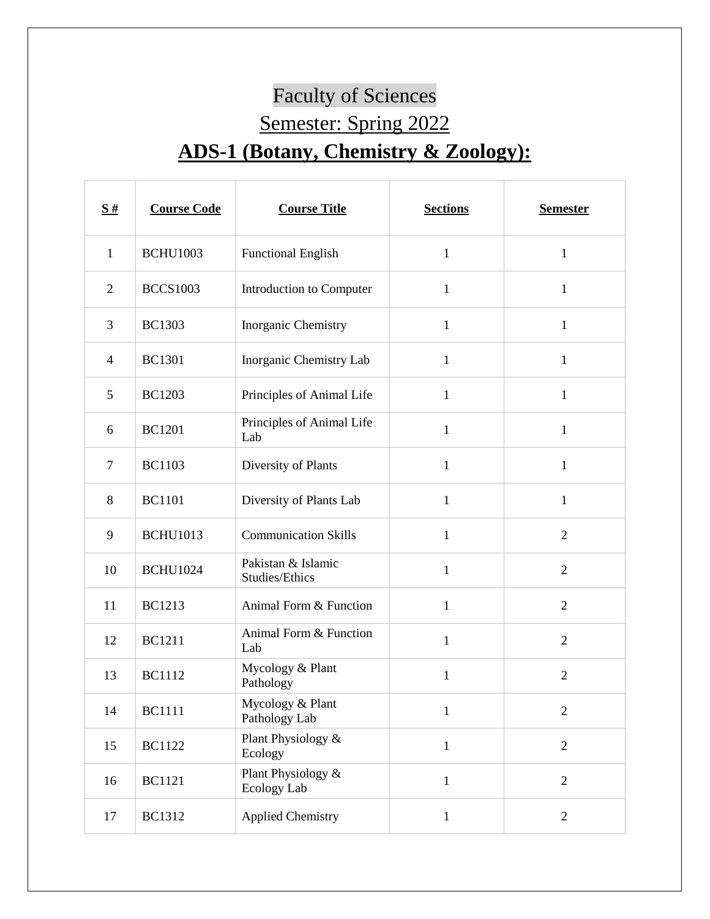# Faculty of Sciences

## Semester: Spring 2022

## ADS-1 (Botany, Chemistry & Zoology):

| S # | Course Code | Course Title | Sections | Semester |
|---|---|---|---|---|
| 1 | BCHU1003 | Functional English | 1 | 1 |
| 2 | BCCS1003 | Introduction to Computer | 1 | 1 |
| 3 | BC1303 | Inorganic Chemistry | 1 | 1 |
| 4 | BC1301 | Inorganic Chemistry Lab | 1 | 1 |
| 5 | BC1203 | Principles of Animal Life | 1 | 1 |
| 6 | BC1201 | Principles of Animal Life Lab | 1 | 1 |
| 7 | BC1103 | Diversity of Plants | 1 | 1 |
| 8 | BC1101 | Diversity of Plants Lab | 1 | 1 |
| 9 | BCHU1013 | Communication Skills | 1 | 2 |
| 10 | BCHU1024 | Pakistan & Islamic Studies/Ethics | 1 | 2 |
| 11 | BC1213 | Animal Form & Function | 1 | 2 |
| 12 | BC1211 | Animal Form & Function Lab | 1 | 2 |
| 13 | BC1112 | Mycology & Plant Pathology | 1 | 2 |
| 14 | BC1111 | Mycology & Plant Pathology Lab | 1 | 2 |
| 15 | BC1122 | Plant Physiology & Ecology | 1 | 2 |
| 16 | BC1121 | Plant Physiology & Ecology Lab | 1 | 2 |
| 17 | BC1312 | Applied Chemistry | 1 | 2 |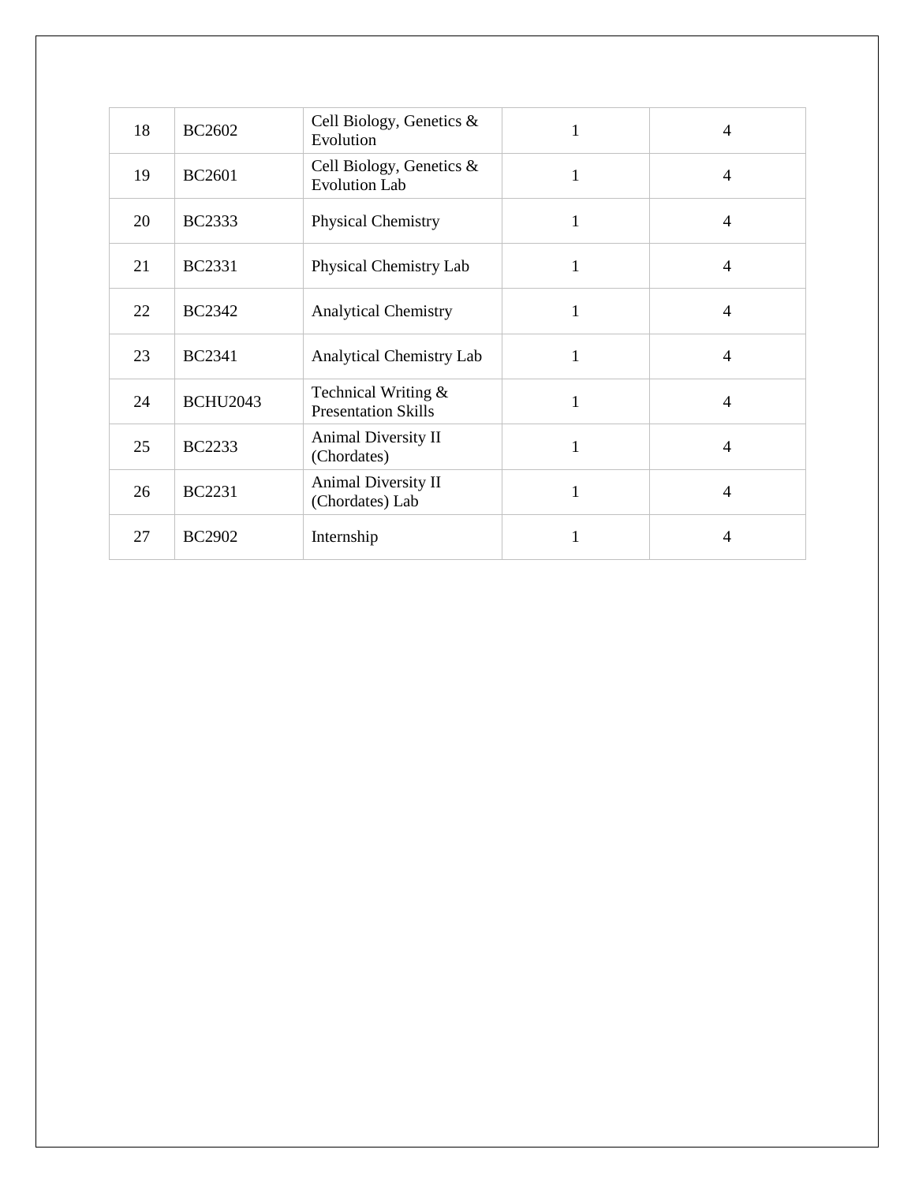| | | | | |
|---|---|---|---|---|
| 18 | BC2602 | Cell Biology, Genetics & Evolution | 1 | 4 |
| 19 | BC2601 | Cell Biology, Genetics & Evolution Lab | 1 | 4 |
| 20 | BC2333 | Physical Chemistry | 1 | 4 |
| 21 | BC2331 | Physical Chemistry Lab | 1 | 4 |
| 22 | BC2342 | Analytical Chemistry | 1 | 4 |
| 23 | BC2341 | Analytical Chemistry Lab | 1 | 4 |
| 24 | BCHU2043 | Technical Writing & Presentation Skills | 1 | 4 |
| 25 | BC2233 | Animal Diversity II (Chordates) | 1 | 4 |
| 26 | BC2231 | Animal Diversity II (Chordates) Lab | 1 | 4 |
| 27 | BC2902 | Internship | 1 | 4 |